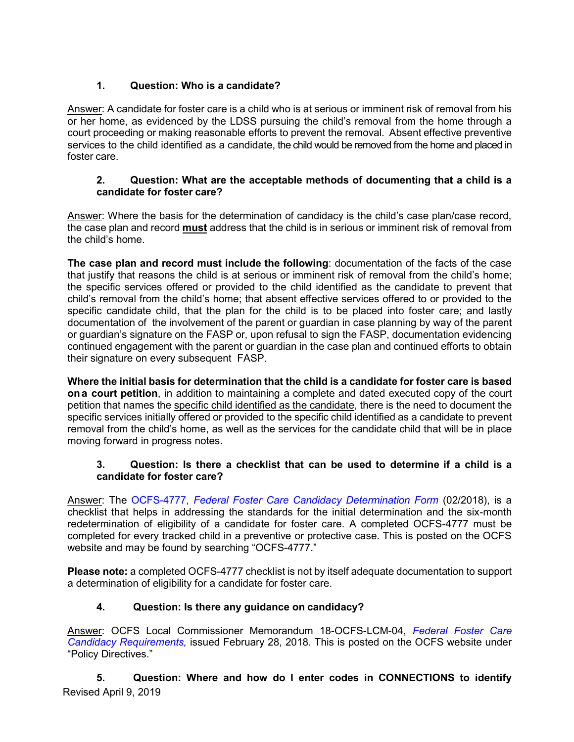**1. Question: Who is a candidate?**

Answer: A candidate for foster care is a child who is at serious or imminent risk of removal from his or her home, as evidenced by the LDSS pursuing the child's removal from the home through a court proceeding or making reasonable efforts to prevent the removal. Absent effective preventive services to the child identified as a candidate, the child would be removed from the home and placed in foster care.

**2. Question: What are the acceptable methods of documenting that a child is a candidate for foster care?**

Answer: Where the basis for the determination of candidacy is the child's case plan/case record, the case plan and record **must** address that the child is in serious or imminent risk of removal from the child's home.

**The case plan and record must include the following**: documentation of the facts of the case that justify that reasons the child is at serious or imminent risk of removal from the child's home; the specific services offered or provided to the child identified as the candidate to prevent that child's removal from the child's home; that absent effective services offered to or provided to the specific candidate child, that the plan for the child is to be placed into foster care; and lastly documentation of the involvement of the parent or guardian in case planning by way of the parent or guardian's signature on the FASP or, upon refusal to sign the FASP, documentation evidencing continued engagement with the parent or guardian in the case plan and continued efforts to obtain their signature on every subsequent FASP.

**Where the initial basis for determination that the child is a candidate for foster care is based on a court petition**, in addition to maintaining a complete and dated executed copy of the court petition that names the specific child identified as the candidate, there is the need to document the specific services initially offered or provided to the specific child identified as a candidate to prevent removal from the child's home, as well as the services for the candidate child that will be in place moving forward in progress notes.

**3. Question: Is there a checklist that can be used to determine if a child is a candidate for foster care?**

Answer: The OCFS-4777, *Federal Foster Care Candidacy Determination Form* (02/2018), is a checklist that helps in addressing the standards for the initial determination and the six-month redetermination of eligibility of a candidate for foster care. A completed OCFS-4777 must be completed for every tracked child in a preventive or protective case. This is posted on the OCFS website and may be found by searching "OCFS-4777."

**Please note:** a completed OCFS-4777 checklist is not by itself adequate documentation to support a determination of eligibility for a candidate for foster care.

**4. Question: Is there any guidance on candidacy?**

Answer: OCFS Local Commissioner Memorandum 18-OCFS-LCM-04, *Federal Foster Care Candidacy Requirements,* issued February 28, 2018. This is posted on the OCFS website under "Policy Directives."

**5. Question: Where and how do I enter codes in CONNECTIONS to identify**

Revised April 9, 2019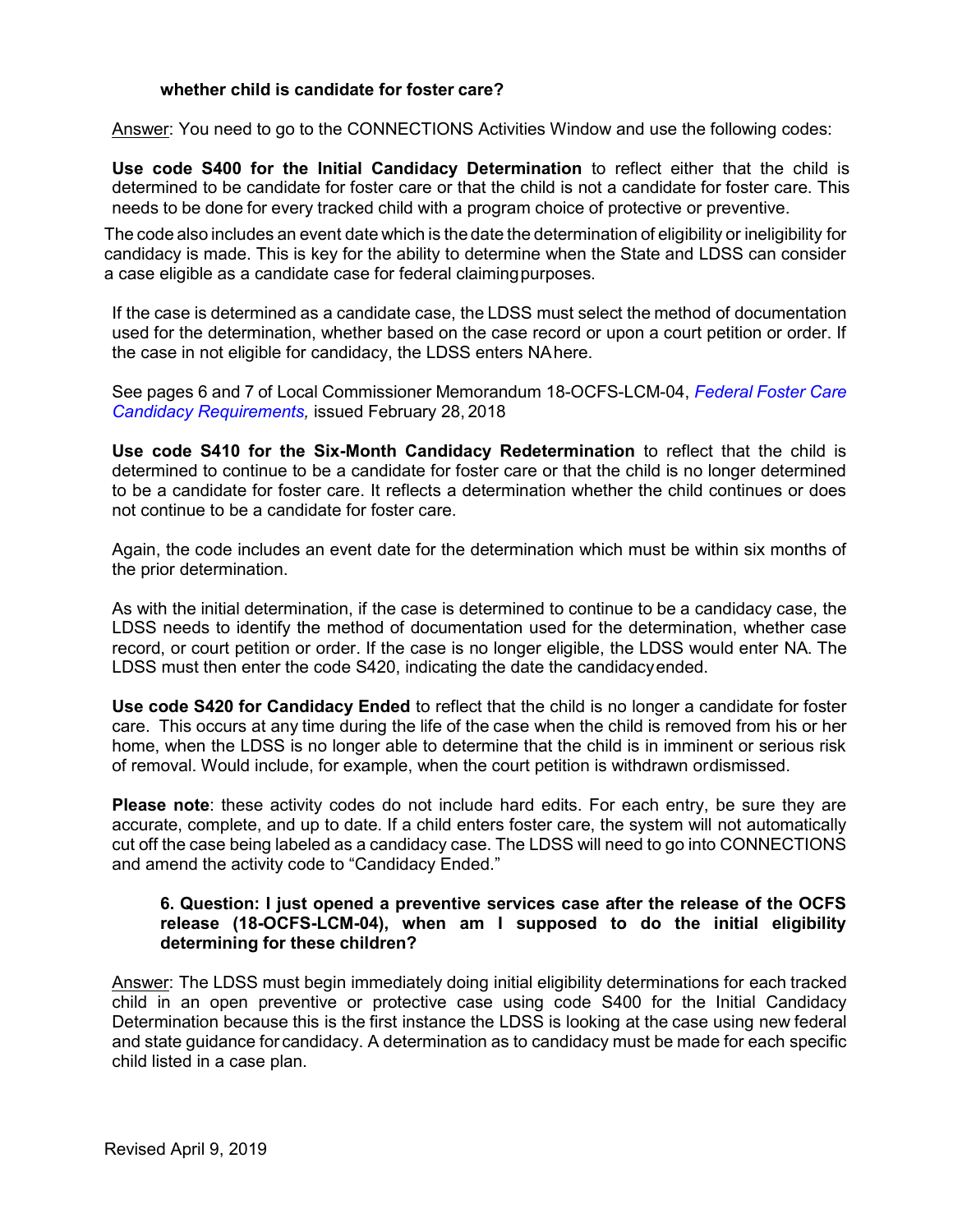**whether child is candidate for foster care?**

Answer: You need to go to the CONNECTIONS Activities Window and use the following codes:

**Use code S400 for the Initial Candidacy Determination** to reflect either that the child is determined to be candidate for foster care or that the child is not a candidate for foster care. This needs to be done for every tracked child with a program choice of protective or preventive.

The code also includes an event date which is the date the determination of eligibility or ineligibility for candidacy is made. This is key for the ability to determine when the State and LDSS can consider a case eligible as a candidate case for federal claiming purposes.

If the case is determined as a candidate case, the LDSS must select the method of documentation used for the determination, whether based on the case record or upon a court petition or order. If the case in not eligible for candidacy, the LDSS enters NA here.

See pages 6 and 7 of Local Commissioner Memorandum 18-OCFS-LCM-04, *Federal Foster Care Candidacy Requirements,* issued February 28, 2018

**Use code S410 for the Six-Month Candidacy Redetermination** to reflect that the child is determined to continue to be a candidate for foster care or that the child is no longer determined to be a candidate for foster care. It reflects a determination whether the child continues or does not continue to be a candidate for foster care.

Again, the code includes an event date for the determination which must be within six months of the prior determination.

As with the initial determination, if the case is determined to continue to be a candidacy case, the LDSS needs to identify the method of documentation used for the determination, whether case record, or court petition or order. If the case is no longer eligible, the LDSS would enter NA. The LDSS must then enter the code S420, indicating the date the candidacy ended.

**Use code S420 for Candidacy Ended** to reflect that the child is no longer a candidate for foster care. This occurs at any time during the life of the case when the child is removed from his or her home, when the LDSS is no longer able to determine that the child is in imminent or serious risk of removal. Would include, for example, when the court petition is withdrawn or dismissed.

**Please note**: these activity codes do not include hard edits. For each entry, be sure they are accurate, complete, and up to date. If a child enters foster care, the system will not automatically cut off the case being labeled as a candidacy case. The LDSS will need to go into CONNECTIONS and amend the activity code to "Candidacy Ended."

**6. Question: I just opened a preventive services case after the release of the OCFS release (18-OCFS-LCM-04), when am I supposed to do the initial eligibility determining for these children?**

Answer: The LDSS must begin immediately doing initial eligibility determinations for each tracked child in an open preventive or protective case using code S400 for the Initial Candidacy Determination because this is the first instance the LDSS is looking at the case using new federal and state guidance for candidacy. A determination as to candidacy must be made for each specific child listed in a case plan.

Revised April 9, 2019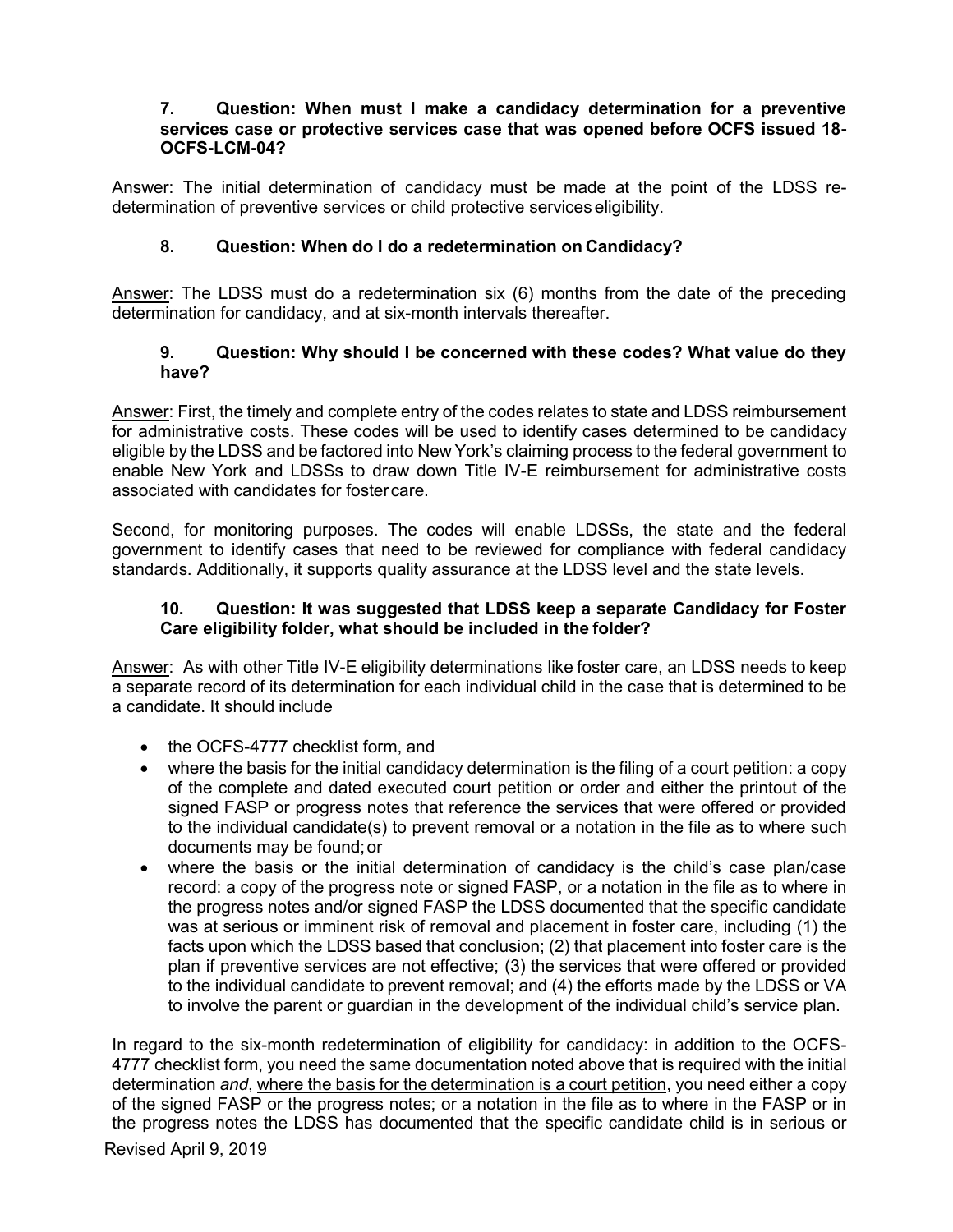### 7. Question: When must I make a candidacy determination for a preventive services case or protective services case that was opened before OCFS issued 18-OCFS-LCM-04?

Answer: The initial determination of candidacy must be made at the point of the LDSS re-determination of preventive services or child protective services eligibility.

### 8. Question: When do I do a redetermination on Candidacy?

Answer: The LDSS must do a redetermination six (6) months from the date of the preceding determination for candidacy, and at six-month intervals thereafter.

### 9. Question: Why should I be concerned with these codes? What value do they have?

Answer: First, the timely and complete entry of the codes relates to state and LDSS reimbursement for administrative costs. These codes will be used to identify cases determined to be candidacy eligible by the LDSS and be factored into New York's claiming process to the federal government to enable New York and LDSSs to draw down Title IV-E reimbursement for administrative costs associated with candidates for foster care.

Second, for monitoring purposes. The codes will enable LDSSs, the state and the federal government to identify cases that need to be reviewed for compliance with federal candidacy standards. Additionally, it supports quality assurance at the LDSS level and the state levels.

### 10. Question: It was suggested that LDSS keep a separate Candidacy for Foster Care eligibility folder, what should be included in the folder?

Answer: As with other Title IV-E eligibility determinations like foster care, an LDSS needs to keep a separate record of its determination for each individual child in the case that is determined to be a candidate. It should include

- the OCFS-4777 checklist form, and
- where the basis for the initial candidacy determination is the filing of a court petition: a copy of the complete and dated executed court petition or order and either the printout of the signed FASP or progress notes that reference the services that were offered or provided to the individual candidate(s) to prevent removal or a notation in the file as to where such documents may be found; or
- where the basis or the initial determination of candidacy is the child's case plan/case record: a copy of the progress note or signed FASP, or a notation in the file as to where in the progress notes and/or signed FASP the LDSS documented that the specific candidate was at serious or imminent risk of removal and placement in foster care, including (1) the facts upon which the LDSS based that conclusion; (2) that placement into foster care is the plan if preventive services are not effective; (3) the services that were offered or provided to the individual candidate to prevent removal; and (4) the efforts made by the LDSS or VA to involve the parent or guardian in the development of the individual child's service plan.

In regard to the six-month redetermination of eligibility for candidacy: in addition to the OCFS-4777 checklist form, you need the same documentation noted above that is required with the initial determination *and*, <u>where the basis for the determination is a court petition</u>, you need either a copy of the signed FASP or the progress notes; or a notation in the file as to where in the FASP or in the progress notes the LDSS has documented that the specific candidate child is in serious or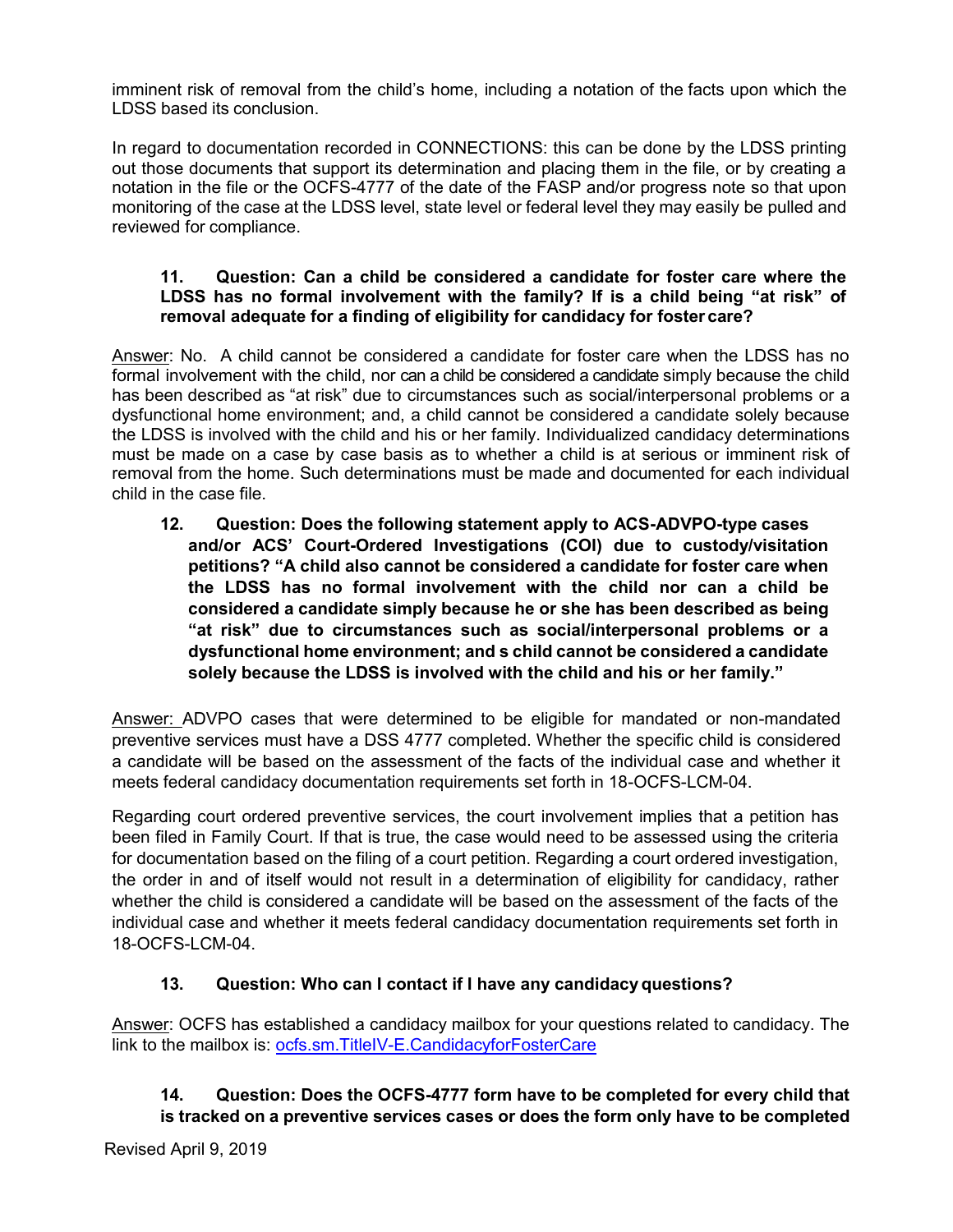imminent risk of removal from the child's home, including a notation of the facts upon which the LDSS based its conclusion.

In regard to documentation recorded in CONNECTIONS: this can be done by the LDSS printing out those documents that support its determination and placing them in the file, or by creating a notation in the file or the OCFS-4777 of the date of the FASP and/or progress note so that upon monitoring of the case at the LDSS level, state level or federal level they may easily be pulled and reviewed for compliance.

**11. Question: Can a child be considered a candidate for foster care where the LDSS has no formal involvement with the family? If is a child being "at risk" of removal adequate for a finding of eligibility for candidacy for foster care?**

Answer: No. A child cannot be considered a candidate for foster care when the LDSS has no formal involvement with the child, nor can a child be considered a candidate simply because the child has been described as "at risk" due to circumstances such as social/interpersonal problems or a dysfunctional home environment; and, a child cannot be considered a candidate solely because the LDSS is involved with the child and his or her family. Individualized candidacy determinations must be made on a case by case basis as to whether a child is at serious or imminent risk of removal from the home. Such determinations must be made and documented for each individual child in the case file.

**12. Question: Does the following statement apply to ACS-ADVPO-type cases and/or ACS' Court-Ordered Investigations (COI) due to custody/visitation petitions? "A child also cannot be considered a candidate for foster care when the LDSS has no formal involvement with the child nor can a child be considered a candidate simply because he or she has been described as being "at risk" due to circumstances such as social/interpersonal problems or a dysfunctional home environment; and s child cannot be considered a candidate solely because the LDSS is involved with the child and his or her family."**

Answer: ADVPO cases that were determined to be eligible for mandated or non-mandated preventive services must have a DSS 4777 completed. Whether the specific child is considered a candidate will be based on the assessment of the facts of the individual case and whether it meets federal candidacy documentation requirements set forth in 18-OCFS-LCM-04.

Regarding court ordered preventive services, the court involvement implies that a petition has been filed in Family Court. If that is true, the case would need to be assessed using the criteria for documentation based on the filing of a court petition. Regarding a court ordered investigation, the order in and of itself would not result in a determination of eligibility for candidacy, rather whether the child is considered a candidate will be based on the assessment of the facts of the individual case and whether it meets federal candidacy documentation requirements set forth in 18-OCFS-LCM-04.

**13. Question: Who can I contact if I have any candidacy questions?**

Answer: OCFS has established a candidacy mailbox for your questions related to candidacy. The link to the mailbox is: ocfs.sm.TitleIV-E.CandidacyforFosterCare

**14. Question: Does the OCFS-4777 form have to be completed for every child that is tracked on a preventive services cases or does the form only have to be completed**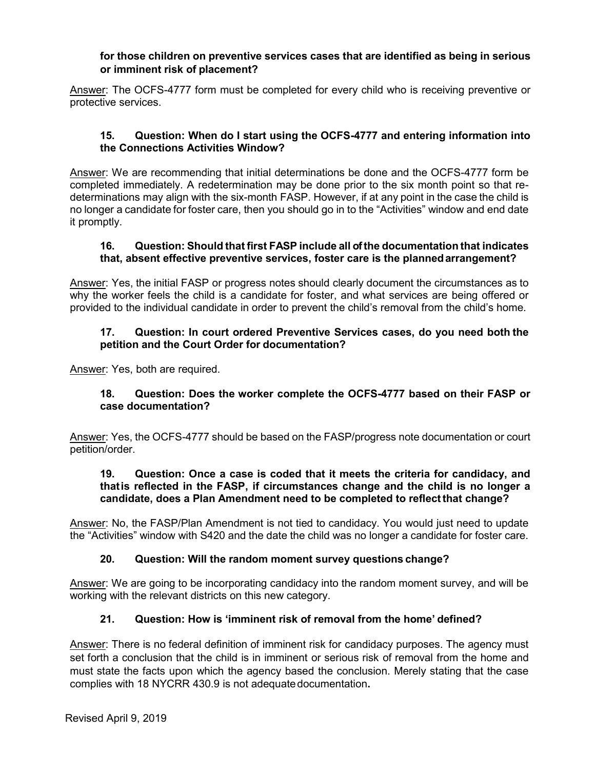**for those children on preventive services cases that are identified as being in serious or imminent risk of placement?**

Answer: The OCFS-4777 form must be completed for every child who is receiving preventive or protective services.

**15. Question: When do I start using the OCFS-4777 and entering information into the Connections Activities Window?**

Answer: We are recommending that initial determinations be done and the OCFS-4777 form be completed immediately. A redetermination may be done prior to the six month point so that re-determinations may align with the six-month FASP. However, if at any point in the case the child is no longer a candidate for foster care, then you should go in to the "Activities" window and end date it promptly.

**16. Question: Should that first FASP include all of the documentation that indicates that, absent effective preventive services, foster care is the planned arrangement?**

Answer: Yes, the initial FASP or progress notes should clearly document the circumstances as to why the worker feels the child is a candidate for foster, and what services are being offered or provided to the individual candidate in order to prevent the child's removal from the child's home.

**17. Question: In court ordered Preventive Services cases, do you need both the petition and the Court Order for documentation?**

Answer: Yes, both are required.

**18. Question: Does the worker complete the OCFS-4777 based on their FASP or case documentation?**

Answer: Yes, the OCFS-4777 should be based on the FASP/progress note documentation or court petition/order.

**19. Question: Once a case is coded that it meets the criteria for candidacy, and that is reflected in the FASP, if circumstances change and the child is no longer a candidate, does a Plan Amendment need to be completed to reflect that change?**

Answer: No, the FASP/Plan Amendment is not tied to candidacy. You would just need to update the "Activities" window with S420 and the date the child was no longer a candidate for foster care.

**20. Question: Will the random moment survey questions change?**

Answer: We are going to be incorporating candidacy into the random moment survey, and will be working with the relevant districts on this new category.

**21. Question: How is 'imminent risk of removal from the home' defined?**

Answer: There is no federal definition of imminent risk for candidacy purposes. The agency must set forth a conclusion that the child is in imminent or serious risk of removal from the home and must state the facts upon which the agency based the conclusion. Merely stating that the case complies with 18 NYCRR 430.9 is not adequate documentation.

Revised April 9, 2019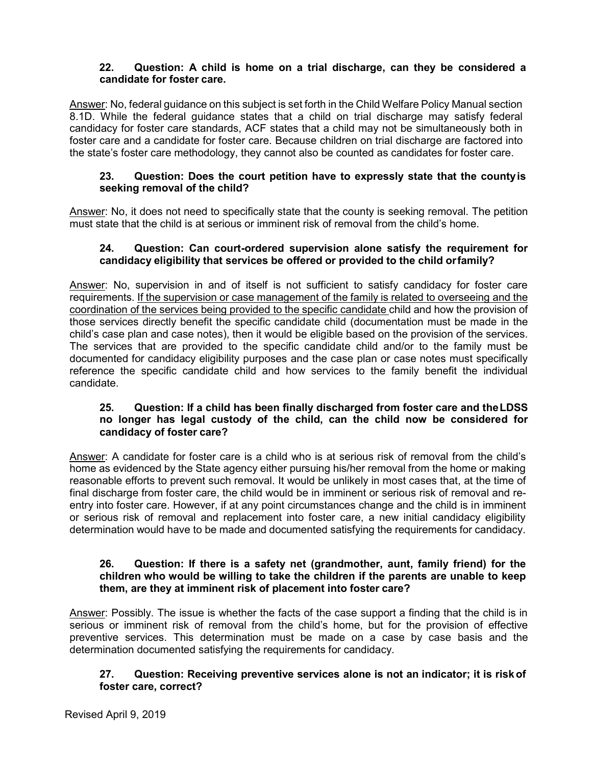**22. Question: A child is home on a trial discharge, can they be considered a candidate for foster care.**

Answer: No, federal guidance on this subject is set forth in the Child Welfare Policy Manual section 8.1D. While the federal guidance states that a child on trial discharge may satisfy federal candidacy for foster care standards, ACF states that a child may not be simultaneously both in foster care and a candidate for foster care. Because children on trial discharge are factored into the state's foster care methodology, they cannot also be counted as candidates for foster care.

**23. Question: Does the court petition have to expressly state that the county is seeking removal of the child?**

Answer: No, it does not need to specifically state that the county is seeking removal. The petition must state that the child is at serious or imminent risk of removal from the child's home.

**24. Question: Can court-ordered supervision alone satisfy the requirement for candidacy eligibility that services be offered or provided to the child or family?**

Answer: No, supervision in and of itself is not sufficient to satisfy candidacy for foster care requirements. <u>If the supervision or case management of the family is related to overseeing and the coordination of the services being provided to the specific candidate</u> child and how the provision of those services directly benefit the specific candidate child (documentation must be made in the child's case plan and case notes), then it would be eligible based on the provision of the services. The services that are provided to the specific candidate child and/or to the family must be documented for candidacy eligibility purposes and the case plan or case notes must specifically reference the specific candidate child and how services to the family benefit the individual candidate.

**25. Question: If a child has been finally discharged from foster care and the LDSS no longer has legal custody of the child, can the child now be considered for candidacy of foster care?**

Answer: A candidate for foster care is a child who is at serious risk of removal from the child's home as evidenced by the State agency either pursuing his/her removal from the home or making reasonable efforts to prevent such removal. It would be unlikely in most cases that, at the time of final discharge from foster care, the child would be in imminent or serious risk of removal and re-entry into foster care. However, if at any point circumstances change and the child is in imminent or serious risk of removal and replacement into foster care, a new initial candidacy eligibility determination would have to be made and documented satisfying the requirements for candidacy.

**26. Question: If there is a safety net (grandmother, aunt, family friend) for the children who would be willing to take the children if the parents are unable to keep them, are they at imminent risk of placement into foster care?**

Answer: Possibly. The issue is whether the facts of the case support a finding that the child is in serious or imminent risk of removal from the child's home, but for the provision of effective preventive services. This determination must be made on a case by case basis and the determination documented satisfying the requirements for candidacy.

**27. Question: Receiving preventive services alone is not an indicator; it is risk of foster care, correct?**

Revised April 9, 2019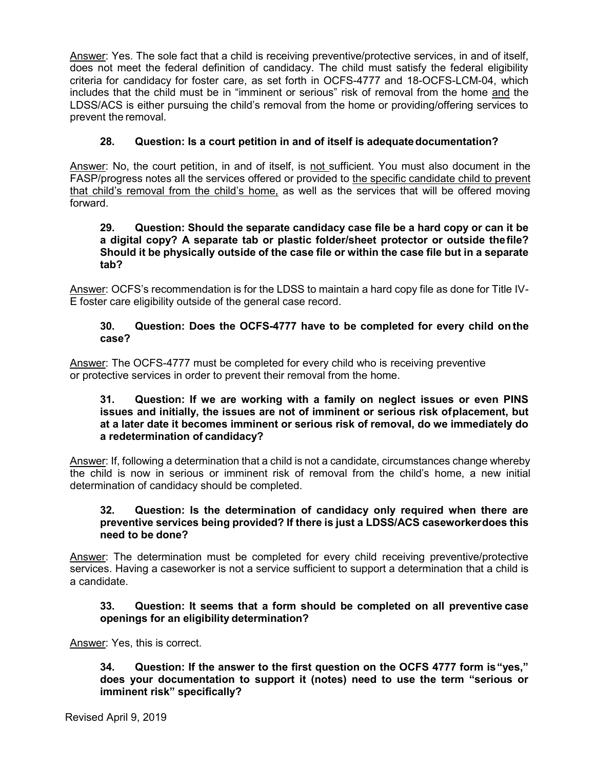Answer: Yes. The sole fact that a child is receiving preventive/protective services, in and of itself, does not meet the federal definition of candidacy. The child must satisfy the federal eligibility criteria for candidacy for foster care, as set forth in OCFS-4777 and 18-OCFS-LCM-04, which includes that the child must be in "imminent or serious" risk of removal from the home and the LDSS/ACS is either pursuing the child's removal from the home or providing/offering services to prevent the removal.

**28. Question: Is a court petition in and of itself is adequate documentation?**

Answer: No, the court petition, in and of itself, is not sufficient. You must also document in the FASP/progress notes all the services offered or provided to the specific candidate child to prevent that child's removal from the child's home, as well as the services that will be offered moving forward.

**29. Question: Should the separate candidacy case file be a hard copy or can it be a digital copy? A separate tab or plastic folder/sheet protector or outside the file? Should it be physically outside of the case file or within the case file but in a separate tab?**

Answer: OCFS's recommendation is for the LDSS to maintain a hard copy file as done for Title IV-E foster care eligibility outside of the general case record.

**30. Question: Does the OCFS-4777 have to be completed for every child on the case?**

Answer: The OCFS-4777 must be completed for every child who is receiving preventive or protective services in order to prevent their removal from the home.

**31. Question: If we are working with a family on neglect issues or even PINS issues and initially, the issues are not of imminent or serious risk of placement, but at a later date it becomes imminent or serious risk of removal, do we immediately do a redetermination of candidacy?**

Answer: If, following a determination that a child is not a candidate, circumstances change whereby the child is now in serious or imminent risk of removal from the child's home, a new initial determination of candidacy should be completed.

**32. Question: Is the determination of candidacy only required when there are preventive services being provided? If there is just a LDSS/ACS caseworker does this need to be done?**

Answer: The determination must be completed for every child receiving preventive/protective services. Having a caseworker is not a service sufficient to support a determination that a child is a candidate.

**33. Question: It seems that a form should be completed on all preventive case openings for an eligibility determination?**

Answer: Yes, this is correct.

**34. Question: If the answer to the first question on the OCFS 4777 form is "yes," does your documentation to support it (notes) need to use the term "serious or imminent risk" specifically?**

Revised April 9, 2019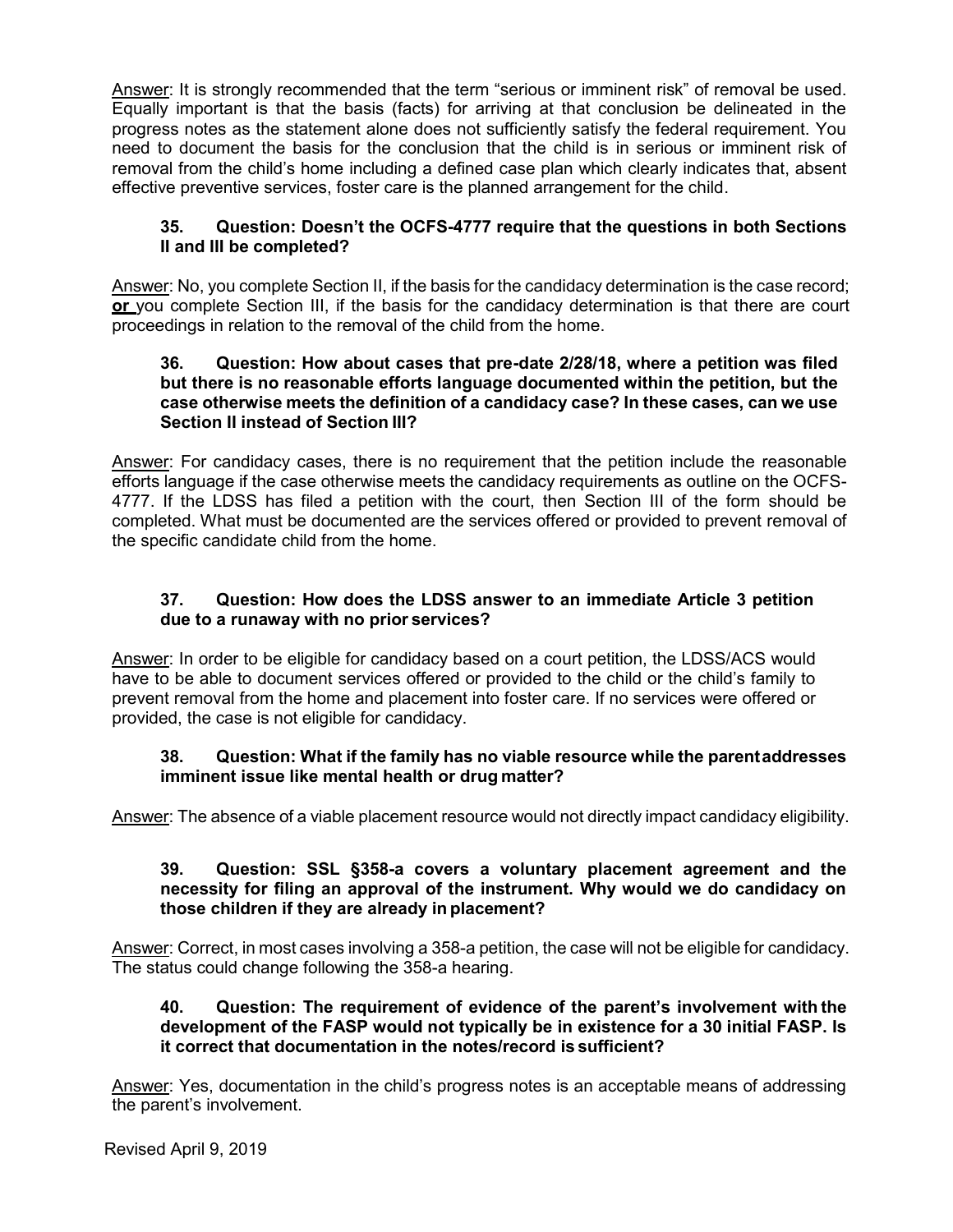Answer: It is strongly recommended that the term "serious or imminent risk" of removal be used. Equally important is that the basis (facts) for arriving at that conclusion be delineated in the progress notes as the statement alone does not sufficiently satisfy the federal requirement. You need to document the basis for the conclusion that the child is in serious or imminent risk of removal from the child's home including a defined case plan which clearly indicates that, absent effective preventive services, foster care is the planned arrangement for the child.

**35. Question: Doesn't the OCFS-4777 require that the questions in both Sections II and III be completed?**

Answer: No, you complete Section II, if the basis for the candidacy determination is the case record; **or** you complete Section III, if the basis for the candidacy determination is that there are court proceedings in relation to the removal of the child from the home.

**36. Question: How about cases that pre-date 2/28/18, where a petition was filed but there is no reasonable efforts language documented within the petition, but the case otherwise meets the definition of a candidacy case? In these cases, can we use Section II instead of Section III?**

Answer: For candidacy cases, there is no requirement that the petition include the reasonable efforts language if the case otherwise meets the candidacy requirements as outline on the OCFS-4777. If the LDSS has filed a petition with the court, then Section III of the form should be completed. What must be documented are the services offered or provided to prevent removal of the specific candidate child from the home.

**37. Question: How does the LDSS answer to an immediate Article 3 petition due to a runaway with no prior services?**

Answer: In order to be eligible for candidacy based on a court petition, the LDSS/ACS would have to be able to document services offered or provided to the child or the child's family to prevent removal from the home and placement into foster care. If no services were offered or provided, the case is not eligible for candidacy.

**38. Question: What if the family has no viable resource while the parent addresses imminent issue like mental health or drug matter?**

Answer: The absence of a viable placement resource would not directly impact candidacy eligibility.

**39. Question: SSL §358-a covers a voluntary placement agreement and the necessity for filing an approval of the instrument. Why would we do candidacy on those children if they are already in placement?**

Answer: Correct, in most cases involving a 358-a petition, the case will not be eligible for candidacy. The status could change following the 358-a hearing.

**40. Question: The requirement of evidence of the parent's involvement with the development of the FASP would not typically be in existence for a 30 initial FASP. Is it correct that documentation in the notes/record is sufficient?**

Answer: Yes, documentation in the child's progress notes is an acceptable means of addressing the parent's involvement.

Revised April 9, 2019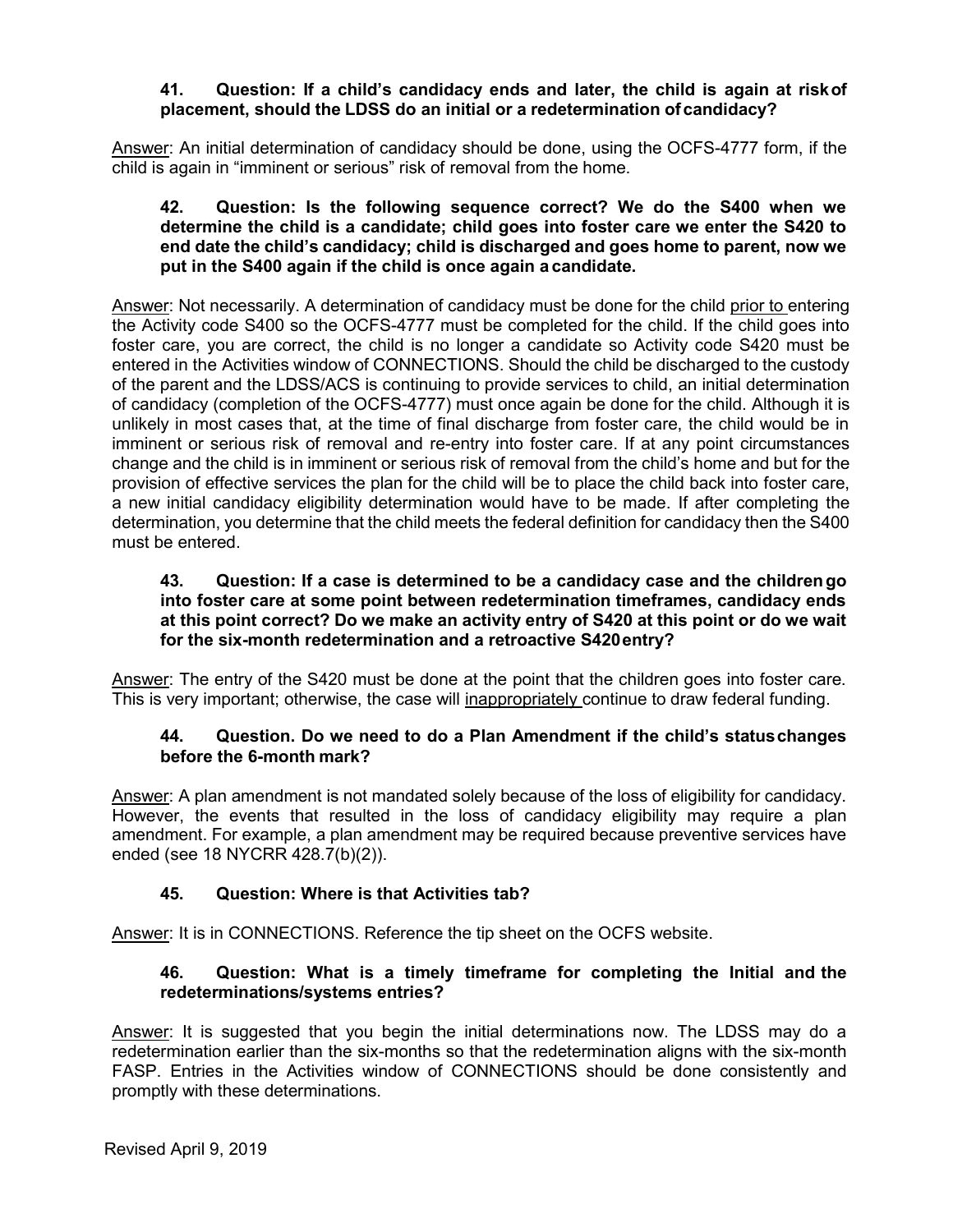**41. Question: If a child's candidacy ends and later, the child is again at risk of placement, should the LDSS do an initial or a redetermination of candidacy?**

Answer: An initial determination of candidacy should be done, using the OCFS-4777 form, if the child is again in "imminent or serious" risk of removal from the home.

**42. Question: Is the following sequence correct? We do the S400 when we determine the child is a candidate; child goes into foster care we enter the S420 to end date the child's candidacy; child is discharged and goes home to parent, now we put in the S400 again if the child is once again a candidate.**

Answer: Not necessarily. A determination of candidacy must be done for the child prior to entering the Activity code S400 so the OCFS-4777 must be completed for the child. If the child goes into foster care, you are correct, the child is no longer a candidate so Activity code S420 must be entered in the Activities window of CONNECTIONS. Should the child be discharged to the custody of the parent and the LDSS/ACS is continuing to provide services to child, an initial determination of candidacy (completion of the OCFS-4777) must once again be done for the child. Although it is unlikely in most cases that, at the time of final discharge from foster care, the child would be in imminent or serious risk of removal and re-entry into foster care. If at any point circumstances change and the child is in imminent or serious risk of removal from the child's home and but for the provision of effective services the plan for the child will be to place the child back into foster care, a new initial candidacy eligibility determination would have to be made. If after completing the determination, you determine that the child meets the federal definition for candidacy then the S400 must be entered.

**43. Question: If a case is determined to be a candidacy case and the children go into foster care at some point between redetermination timeframes, candidacy ends at this point correct? Do we make an activity entry of S420 at this point or do we wait for the six-month redetermination and a retroactive S420 entry?**

Answer: The entry of the S420 must be done at the point that the children goes into foster care. This is very important; otherwise, the case will inappropriately continue to draw federal funding.

**44. Question. Do we need to do a Plan Amendment if the child's status changes before the 6-month mark?**

Answer: A plan amendment is not mandated solely because of the loss of eligibility for candidacy. However, the events that resulted in the loss of candidacy eligibility may require a plan amendment. For example, a plan amendment may be required because preventive services have ended (see 18 NYCRR 428.7(b)(2)).

**45. Question: Where is that Activities tab?**

Answer: It is in CONNECTIONS. Reference the tip sheet on the OCFS website.

**46. Question: What is a timely timeframe for completing the Initial and the redeterminations/systems entries?**

Answer: It is suggested that you begin the initial determinations now. The LDSS may do a redetermination earlier than the six-months so that the redetermination aligns with the six-month FASP. Entries in the Activities window of CONNECTIONS should be done consistently and promptly with these determinations.

Revised April 9, 2019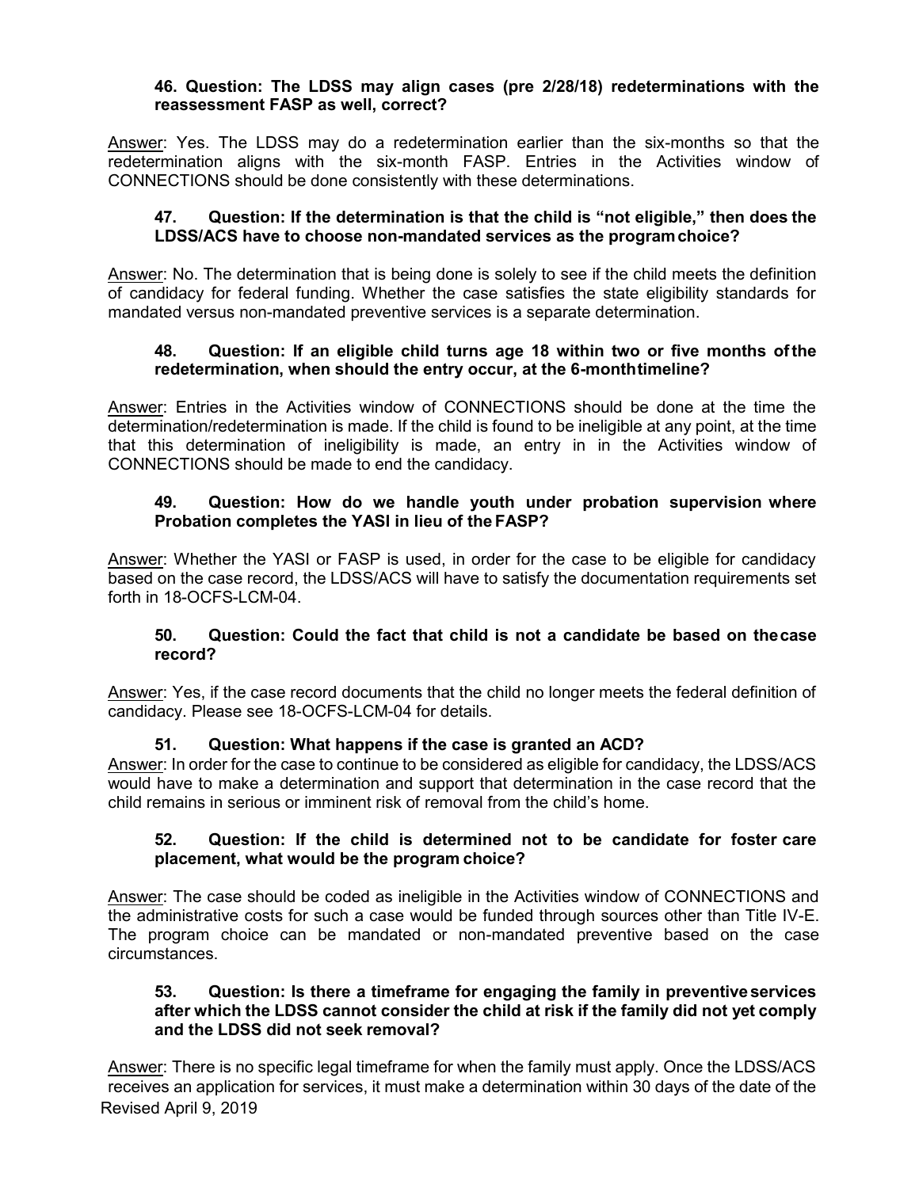**46. Question: The LDSS may align cases (pre 2/28/18) redeterminations with the reassessment FASP as well, correct?**

Answer: Yes. The LDSS may do a redetermination earlier than the six-months so that the redetermination aligns with the six-month FASP. Entries in the Activities window of CONNECTIONS should be done consistently with these determinations.

**47. Question: If the determination is that the child is "not eligible," then does the LDSS/ACS have to choose non-mandated services as the program choice?**

Answer: No. The determination that is being done is solely to see if the child meets the definition of candidacy for federal funding. Whether the case satisfies the state eligibility standards for mandated versus non-mandated preventive services is a separate determination.

**48. Question: If an eligible child turns age 18 within two or five months of the redetermination, when should the entry occur, at the 6-month timeline?**

Answer: Entries in the Activities window of CONNECTIONS should be done at the time the determination/redetermination is made. If the child is found to be ineligible at any point, at the time that this determination of ineligibility is made, an entry in in the Activities window of CONNECTIONS should be made to end the candidacy.

**49. Question: How do we handle youth under probation supervision where Probation completes the YASI in lieu of the FASP?**

Answer: Whether the YASI or FASP is used, in order for the case to be eligible for candidacy based on the case record, the LDSS/ACS will have to satisfy the documentation requirements set forth in 18-OCFS-LCM-04.

**50. Question: Could the fact that child is not a candidate be based on the case record?**

Answer: Yes, if the case record documents that the child no longer meets the federal definition of candidacy. Please see 18-OCFS-LCM-04 for details.

**51. Question: What happens if the case is granted an ACD?**

Answer: In order for the case to continue to be considered as eligible for candidacy, the LDSS/ACS would have to make a determination and support that determination in the case record that the child remains in serious or imminent risk of removal from the child's home.

**52. Question: If the child is determined not to be candidate for foster care placement, what would be the program choice?**

Answer: The case should be coded as ineligible in the Activities window of CONNECTIONS and the administrative costs for such a case would be funded through sources other than Title IV-E. The program choice can be mandated or non-mandated preventive based on the case circumstances.

**53. Question: Is there a timeframe for engaging the family in preventive services after which the LDSS cannot consider the child at risk if the family did not yet comply and the LDSS did not seek removal?**

Answer: There is no specific legal timeframe for when the family must apply. Once the LDSS/ACS receives an application for services, it must make a determination within 30 days of the date of the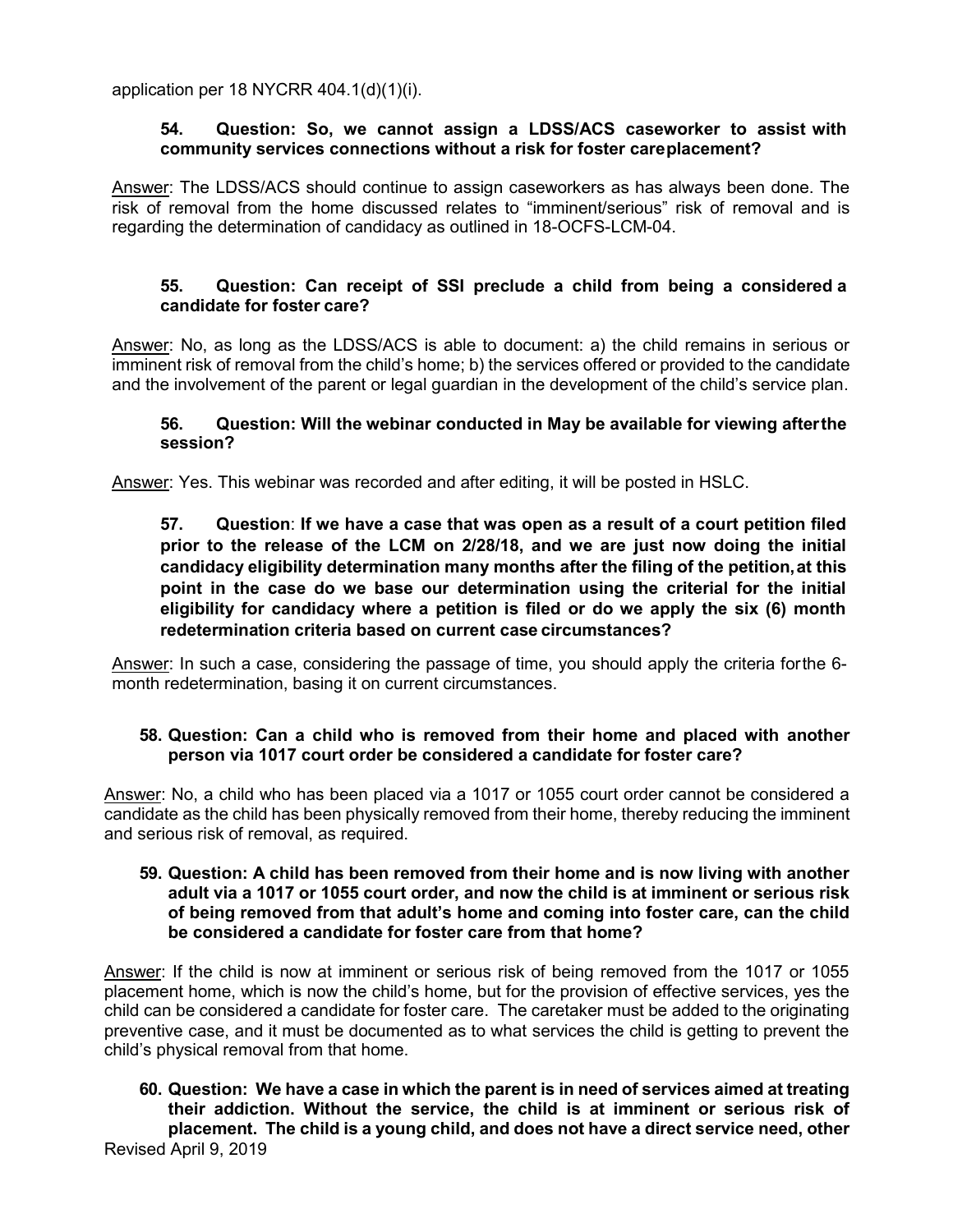application per 18 NYCRR 404.1(d)(1)(i).

**54. Question: So, we cannot assign a LDSS/ACS caseworker to assist with community services connections without a risk for foster care placement?**

Answer: The LDSS/ACS should continue to assign caseworkers as has always been done. The risk of removal from the home discussed relates to "imminent/serious" risk of removal and is regarding the determination of candidacy as outlined in 18-OCFS-LCM-04.

**55. Question: Can receipt of SSI preclude a child from being a considered a candidate for foster care?**

Answer: No, as long as the LDSS/ACS is able to document: a) the child remains in serious or imminent risk of removal from the child's home; b) the services offered or provided to the candidate and the involvement of the parent or legal guardian in the development of the child's service plan.

**56. Question: Will the webinar conducted in May be available for viewing after the session?**

Answer: Yes. This webinar was recorded and after editing, it will be posted in HSLC.

**57. Question: If we have a case that was open as a result of a court petition filed prior to the release of the LCM on 2/28/18, and we are just now doing the initial candidacy eligibility determination many months after the filing of the petition, at this point in the case do we base our determination using the criterial for the initial eligibility for candidacy where a petition is filed or do we apply the six (6) month redetermination criteria based on current case circumstances?**

Answer: In such a case, considering the passage of time, you should apply the criteria for the 6-month redetermination, basing it on current circumstances.

**58. Question: Can a child who is removed from their home and placed with another person via 1017 court order be considered a candidate for foster care?**

Answer: No, a child who has been placed via a 1017 or 1055 court order cannot be considered a candidate as the child has been physically removed from their home, thereby reducing the imminent and serious risk of removal, as required.

**59. Question: A child has been removed from their home and is now living with another adult via a 1017 or 1055 court order, and now the child is at imminent or serious risk of being removed from that adult's home and coming into foster care, can the child be considered a candidate for foster care from that home?**

Answer: If the child is now at imminent or serious risk of being removed from the 1017 or 1055 placement home, which is now the child's home, but for the provision of effective services, yes the child can be considered a candidate for foster care. The caretaker must be added to the originating preventive case, and it must be documented as to what services the child is getting to prevent the child's physical removal from that home.

**60. Question: We have a case in which the parent is in need of services aimed at treating their addiction. Without the service, the child is at imminent or serious risk of placement. The child is a young child, and does not have a direct service need, other**

Revised April 9, 2019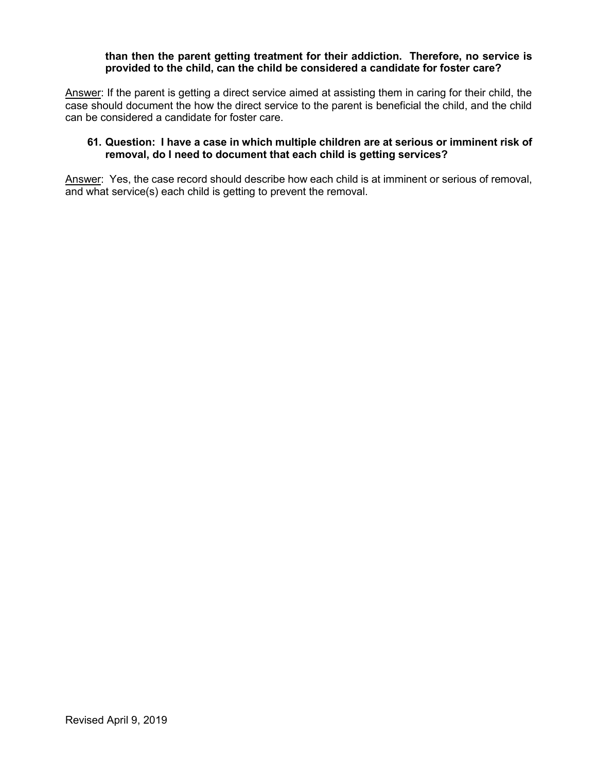**than then the parent getting treatment for their addiction. Therefore, no service is provided to the child, can the child be considered a candidate for foster care?**

Answer: If the parent is getting a direct service aimed at assisting them in caring for their child, the case should document the how the direct service to the parent is beneficial the child, and the child can be considered a candidate for foster care.

61. **Question: I have a case in which multiple children are at serious or imminent risk of removal, do I need to document that each child is getting services?**

Answer: Yes, the case record should describe how each child is at imminent or serious of removal, and what service(s) each child is getting to prevent the removal.